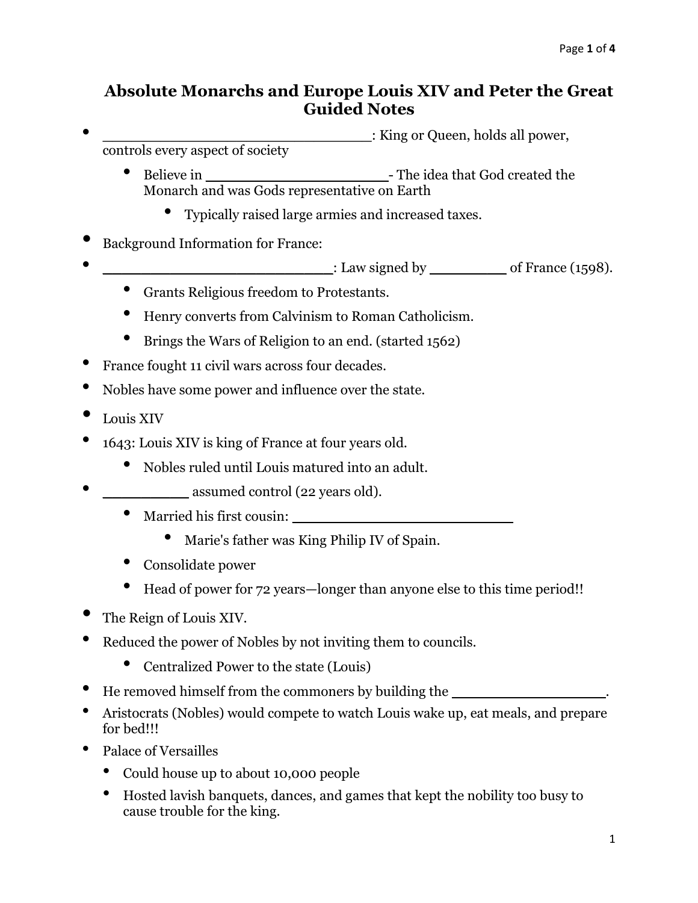# Absolute Monarchs and Europe Louis XIV and Peter the Great Guided Notes

- ______________________________: King or Queen, holds all power, controls every aspect of society
  - Believe in ____________________- The idea that God created the Monarch and was Gods representative on Earth
    - Typically raised large armies and increased taxes.
- Background Information for France:
- _________________________: Law signed by ________ of France (1598).
  - Grants Religious freedom to Protestants.
  - Henry converts from Calvinism to Roman Catholicism.
  - Brings the Wars of Religion to an end. (started 1562)
- France fought 11 civil wars across four decades.
- Nobles have some power and influence over the state.
- Louis XIV
- 1643: Louis XIV is king of France at four years old.
  - Nobles ruled until Louis matured into an adult.
- _________ assumed control (22 years old).
  - Married his first cousin: ________________________
    - Marie's father was King Philip IV of Spain.
  - Consolidate power
  - Head of power for 72 years—longer than anyone else to this time period!!
- The Reign of Louis XIV.
- Reduced the power of Nobles by not inviting them to councils.
  - Centralized Power to the state (Louis)
- He removed himself from the commoners by building the _________________.
- Aristocrats (Nobles) would compete to watch Louis wake up, eat meals, and prepare for bed!!!
- Palace of Versailles
  - Could house up to about 10,000 people
  - Hosted lavish banquets, dances, and games that kept the nobility too busy to cause trouble for the king.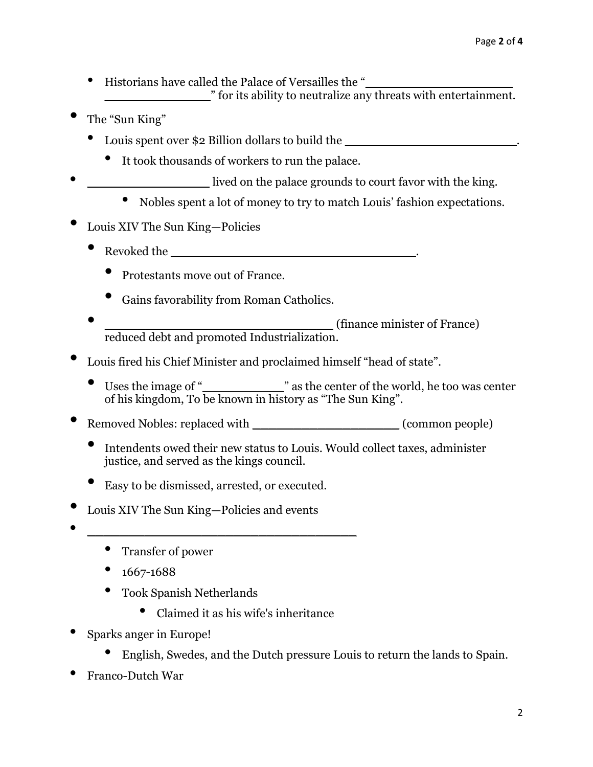- Historians have called the Palace of Versailles the "____________________ ______________" for its ability to neutralize any threats with entertainment.

- The "Sun King"
  - Louis spent over $2 Billion dollars to build the ________________________.
    - It took thousands of workers to run the palace.
- ________________ lived on the palace grounds to court favor with the king.
    - Nobles spent a lot of money to try to match Louis' fashion expectations.

- Louis XIV The Sun King—Policies
  - Revoked the ___________________________________.
    - Protestants move out of France.
    - Gains favorability from Roman Catholics.
  - ________________________________ (finance minister of France) reduced debt and promoted Industrialization.

- Louis fired his Chief Minister and proclaimed himself "head of state".
  - Uses the image of "___________" as the center of the world, he too was center of his kingdom, To be known in history as "The Sun King".

- Removed Nobles: replaced with ____________________ (common people)
  - Intendents owed their new status to Louis. Would collect taxes, administer justice, and served as the kings council.
  - Easy to be dismissed, arrested, or executed.

- Louis XIV The Sun King—Policies and events
- _____________________________________
    - Transfer of power
    - 1667-1688
    - Took Spanish Netherlands
      - Claimed it as his wife's inheritance

- Sparks anger in Europe!
    - English, Swedes, and the Dutch pressure Louis to return the lands to Spain.

- Franco-Dutch War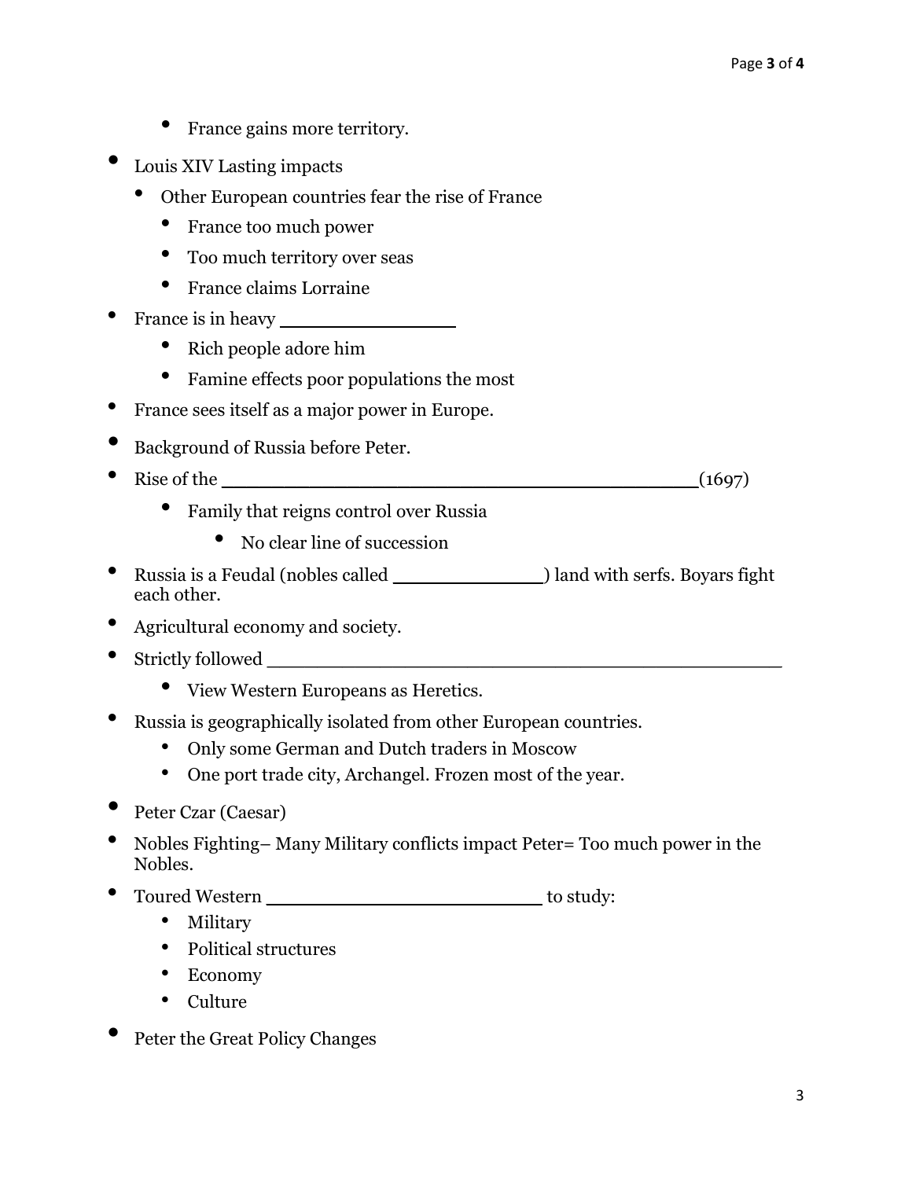- France gains more territory.
- Louis XIV Lasting impacts
  - Other European countries fear the rise of France
    - France too much power
    - Too much territory over seas
    - France claims Lorraine
- France is in heavy _______________
    - Rich people adore him
    - Famine effects poor populations the most
- France sees itself as a major power in Europe.
- Background of Russia before Peter.
- Rise of the __________________________________________(1697)
    - Family that reigns control over Russia
      - No clear line of succession
- Russia is a Feudal (nobles called _____________) land with serfs. Boyars fight each other.
- Agricultural economy and society.
- Strictly followed ____________________________________________
    - View Western Europeans as Heretics.
- Russia is geographically isolated from other European countries.
    - Only some German and Dutch traders in Moscow
    - One port trade city, Archangel. Frozen most of the year.
- Peter Czar (Caesar)
- Nobles Fighting– Many Military conflicts impact Peter= Too much power in the Nobles.
- Toured Western ________________________ to study:
    - Military
    - Political structures
    - Economy
    - Culture
- Peter the Great Policy Changes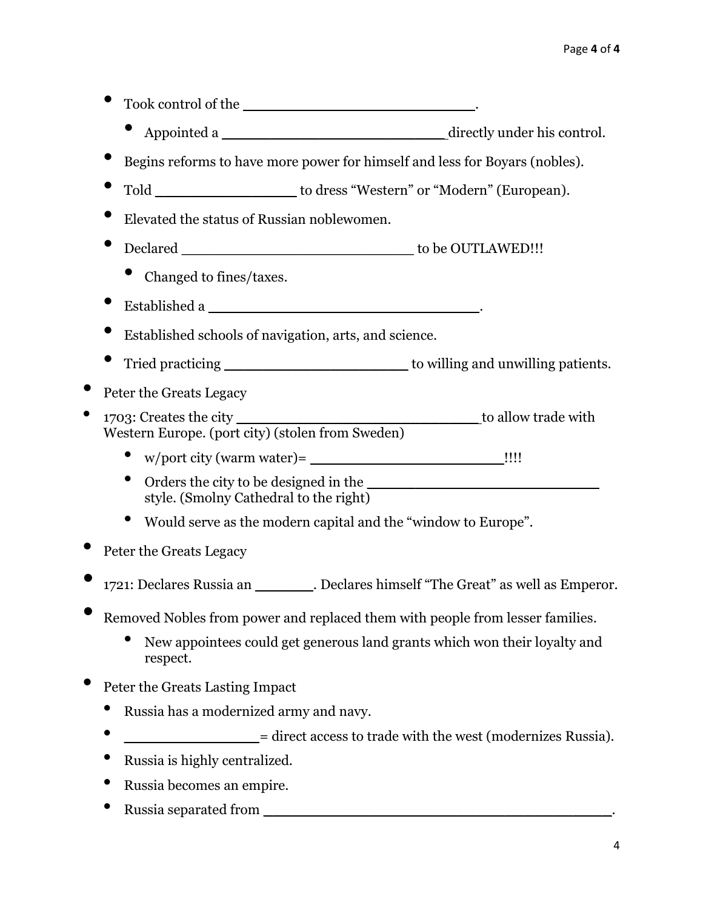- Took control of the ___________________________.
  - Appointed a ___________________________ directly under his control.
- Begins reforms to have more power for himself and less for Boyars (nobles).
- Told _________________ to dress "Western" or "Modern" (European).
- Elevated the status of Russian noblewomen.
- Declared ___________________________ to be OUTLAWED!!!
  - Changed to fines/taxes.
- Established a _________________________________.
- Established schools of navigation, arts, and science.
- Tried practicing ______________________ to willing and unwilling patients.

- Peter the Greats Legacy
- 1703: Creates the city _____________________________ to allow trade with Western Europe. (port city) (stolen from Sweden)
  - w/port city (warm water)= ______________________!!!!
  - Orders the city to be designed in the ____________________________ style. (Smolny Cathedral to the right)
  - Would serve as the modern capital and the "window to Europe".

- Peter the Greats Legacy
- 1721: Declares Russia an _______. Declares himself "The Great" as well as Emperor.
- Removed Nobles from power and replaced them with people from lesser families.
  - New appointees could get generous land grants which won their loyalty and respect.

- Peter the Greats Lasting Impact
  - Russia has a modernized army and navy.
  - ________________= direct access to trade with the west (modernizes Russia).
  - Russia is highly centralized.
  - Russia becomes an empire.
  - Russia separated from __________________________________________.